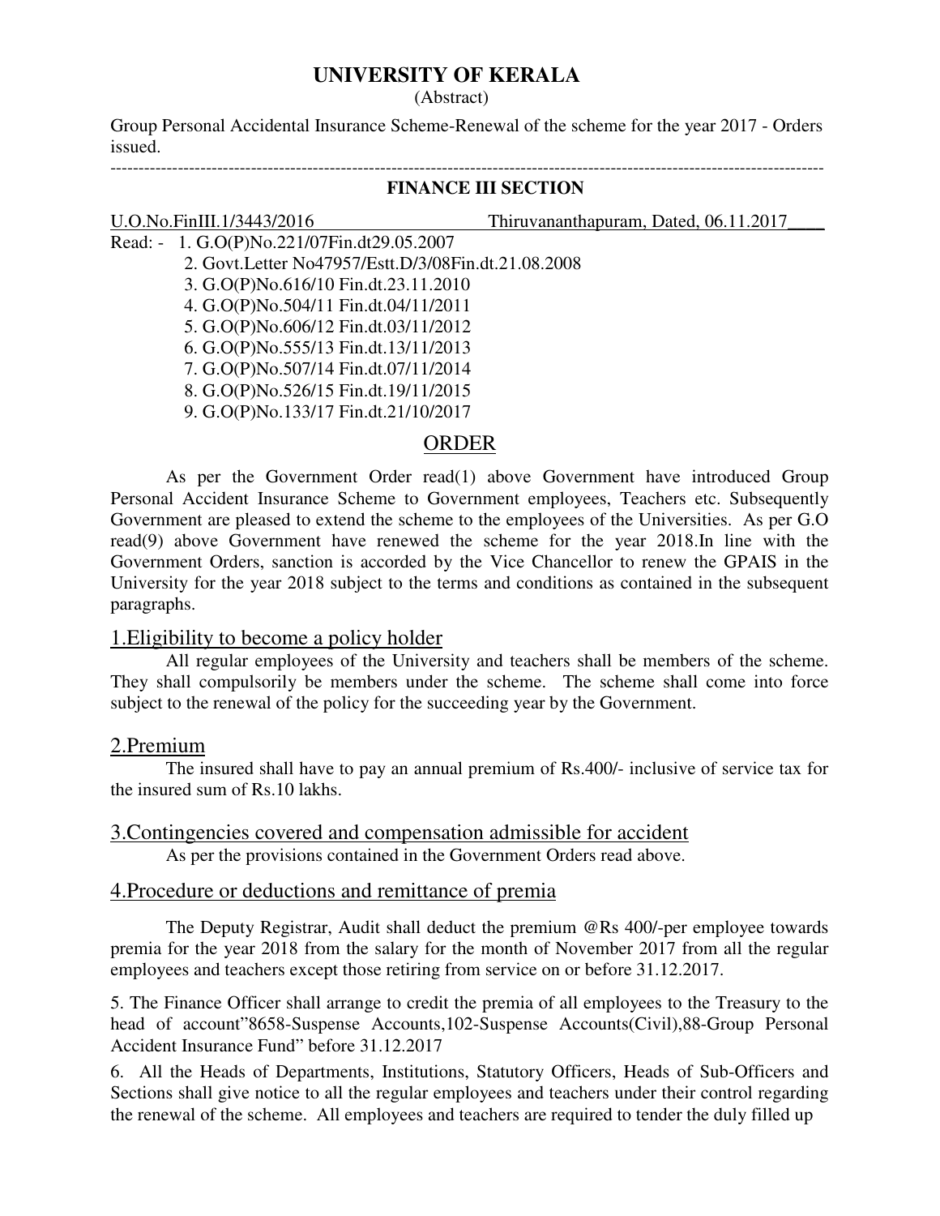# UNIVERSITY OF KERALA

(Abstract)

Group Personal Accidental Insurance Scheme-Renewal of the scheme for the year 2017 - Orders issued.

---

## FINANCE III SECTION

U.O.No.FinIII.1/3443/2016 Thiruvananthapuram, Dated, 06.11.2017

Read: -
1. G.O(P)No.221/07Fin.dt29.05.2007
2. Govt.Letter No47957/Estt.D/3/08Fin.dt.21.08.2008
3. G.O(P)No.616/10 Fin.dt.23.11.2010
4. G.O(P)No.504/11 Fin.dt.04/11/2011
5. G.O(P)No.606/12 Fin.dt.03/11/2012
6. G.O(P)No.555/13 Fin.dt.13/11/2013
7. G.O(P)No.507/14 Fin.dt.07/11/2014
8. G.O(P)No.526/15 Fin.dt.19/11/2015
9. G.O(P)No.133/17 Fin.dt.21/10/2017

## ORDER

As per the Government Order read(1) above Government have introduced Group Personal Accident Insurance Scheme to Government employees, Teachers etc. Subsequently Government are pleased to extend the scheme to the employees of the Universities. As per G.O read(9) above Government have renewed the scheme for the year 2018.In line with the Government Orders, sanction is accorded by the Vice Chancellor to renew the GPAIS in the University for the year 2018 subject to the terms and conditions as contained in the subsequent paragraphs.

### 1.Eligibility to become a policy holder

All regular employees of the University and teachers shall be members of the scheme. They shall compulsorily be members under the scheme. The scheme shall come into force subject to the renewal of the policy for the succeeding year by the Government.

### 2.Premium

The insured shall have to pay an annual premium of Rs.400/- inclusive of service tax for the insured sum of Rs.10 lakhs.

### 3.Contingencies covered and compensation admissible for accident

As per the provisions contained in the Government Orders read above.

### 4.Procedure or deductions and remittance of premia

The Deputy Registrar, Audit shall deduct the premium @Rs 400/-per employee towards premia for the year 2018 from the salary for the month of November 2017 from all the regular employees and teachers except those retiring from service on or before 31.12.2017.

5. The Finance Officer shall arrange to credit the premia of all employees to the Treasury to the head of account"8658-Suspense Accounts,102-Suspense Accounts(Civil),88-Group Personal Accident Insurance Fund" before 31.12.2017

6. All the Heads of Departments, Institutions, Statutory Officers, Heads of Sub-Officers and Sections shall give notice to all the regular employees and teachers under their control regarding the renewal of the scheme. All employees and teachers are required to tender the duly filled up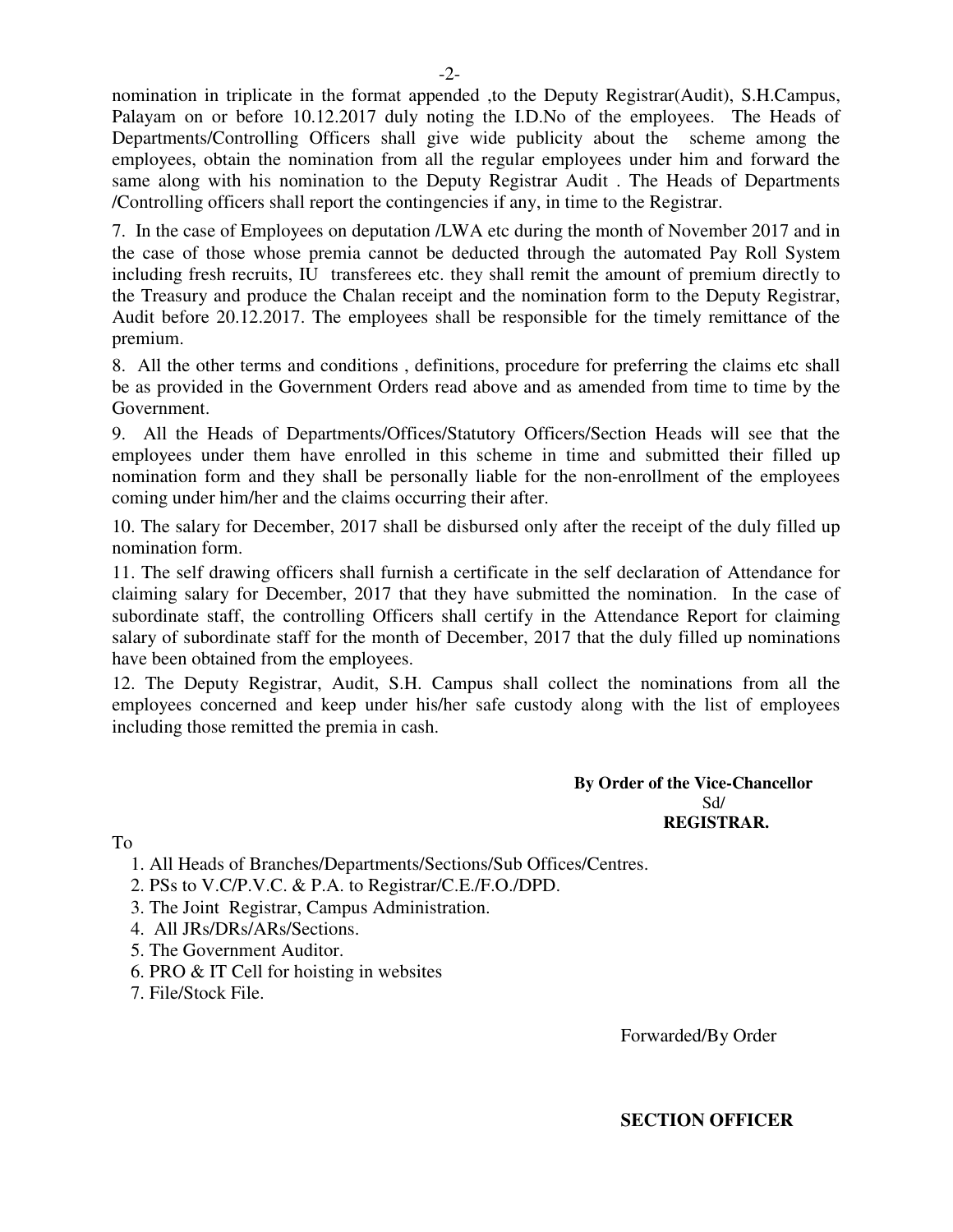nomination in triplicate in the format appended ,to the Deputy Registrar(Audit), S.H.Campus, Palayam on or before 10.12.2017 duly noting the I.D.No of the employees. The Heads of Departments/Controlling Officers shall give wide publicity about the scheme among the employees, obtain the nomination from all the regular employees under him and forward the same along with his nomination to the Deputy Registrar Audit . The Heads of Departments /Controlling officers shall report the contingencies if any, in time to the Registrar.

7. In the case of Employees on deputation /LWA etc during the month of November 2017 and in the case of those whose premia cannot be deducted through the automated Pay Roll System including fresh recruits, IU transferees etc. they shall remit the amount of premium directly to the Treasury and produce the Chalan receipt and the nomination form to the Deputy Registrar, Audit before 20.12.2017. The employees shall be responsible for the timely remittance of the premium.

8. All the other terms and conditions , definitions, procedure for preferring the claims etc shall be as provided in the Government Orders read above and as amended from time to time by the Government.

9. All the Heads of Departments/Offices/Statutory Officers/Section Heads will see that the employees under them have enrolled in this scheme in time and submitted their filled up nomination form and they shall be personally liable for the non-enrollment of the employees coming under him/her and the claims occurring their after.

10. The salary for December, 2017 shall be disbursed only after the receipt of the duly filled up nomination form.

11. The self drawing officers shall furnish a certificate in the self declaration of Attendance for claiming salary for December, 2017 that they have submitted the nomination. In the case of subordinate staff, the controlling Officers shall certify in the Attendance Report for claiming salary of subordinate staff for the month of December, 2017 that the duly filled up nominations have been obtained from the employees.

12. The Deputy Registrar, Audit, S.H. Campus shall collect the nominations from all the employees concerned and keep under his/her safe custody along with the list of employees including those remitted the premia in cash.

**By Order of the Vice-Chancellor**
Sd/
**REGISTRAR.**

To

1. All Heads of Branches/Departments/Sections/Sub Offices/Centres.
2. PSs to V.C/P.V.C. & P.A. to Registrar/C.E./F.O./DPD.
3. The Joint Registrar, Campus Administration.
4. All JRs/DRs/ARs/Sections.
5. The Government Auditor.
6. PRO & IT Cell for hoisting in websites
7. File/Stock File.

Forwarded/By Order

**SECTION OFFICER**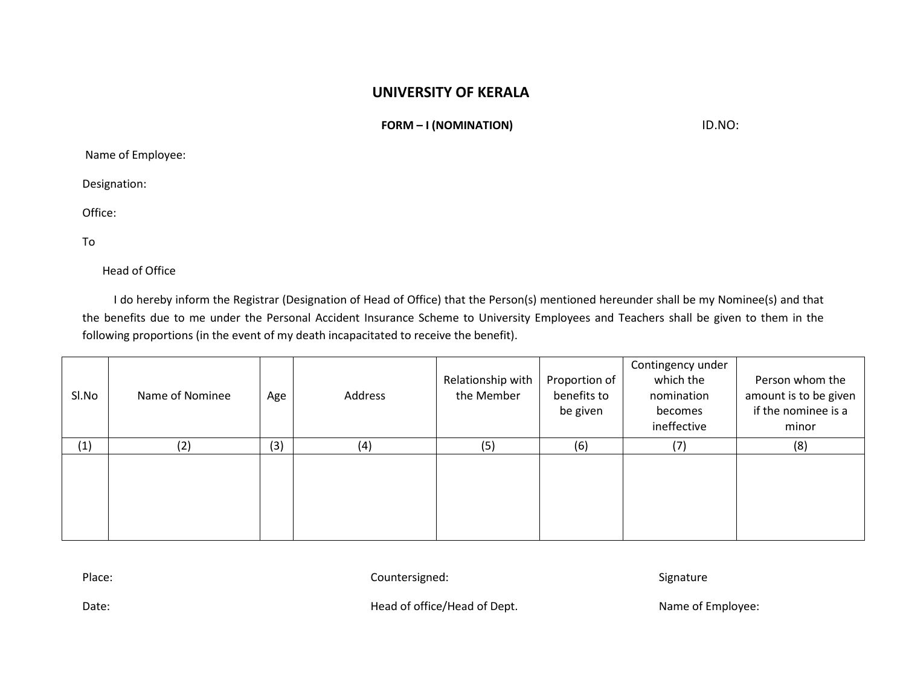# UNIVERSITY OF KERALA

**FORM – I (NOMINATION)** ID.NO:

Name of Employee:

Designation:

Office:

To

Head of Office

I do hereby inform the Registrar (Designation of Head of Office) that the Person(s) mentioned hereunder shall be my Nominee(s) and that the benefits due to me under the Personal Accident Insurance Scheme to University Employees and Teachers shall be given to them in the following proportions (in the event of my death incapacitated to receive the benefit).

| Sl.No | Name of Nominee | Age | Address | Relationship with the Member | Proportion of benefits to be given | Contingency under which the nomination becomes ineffective | Person whom the amount is to be given if the nominee is a minor |
|---|---|---|---|---|---|---|---|
| (1) | (2) | (3) | (4) | (5) | (6) | (7) | (8) |
| | | | | | | | |

Place: Countersigned: Signature

Date: Head of office/Head of Dept. Name of Employee: